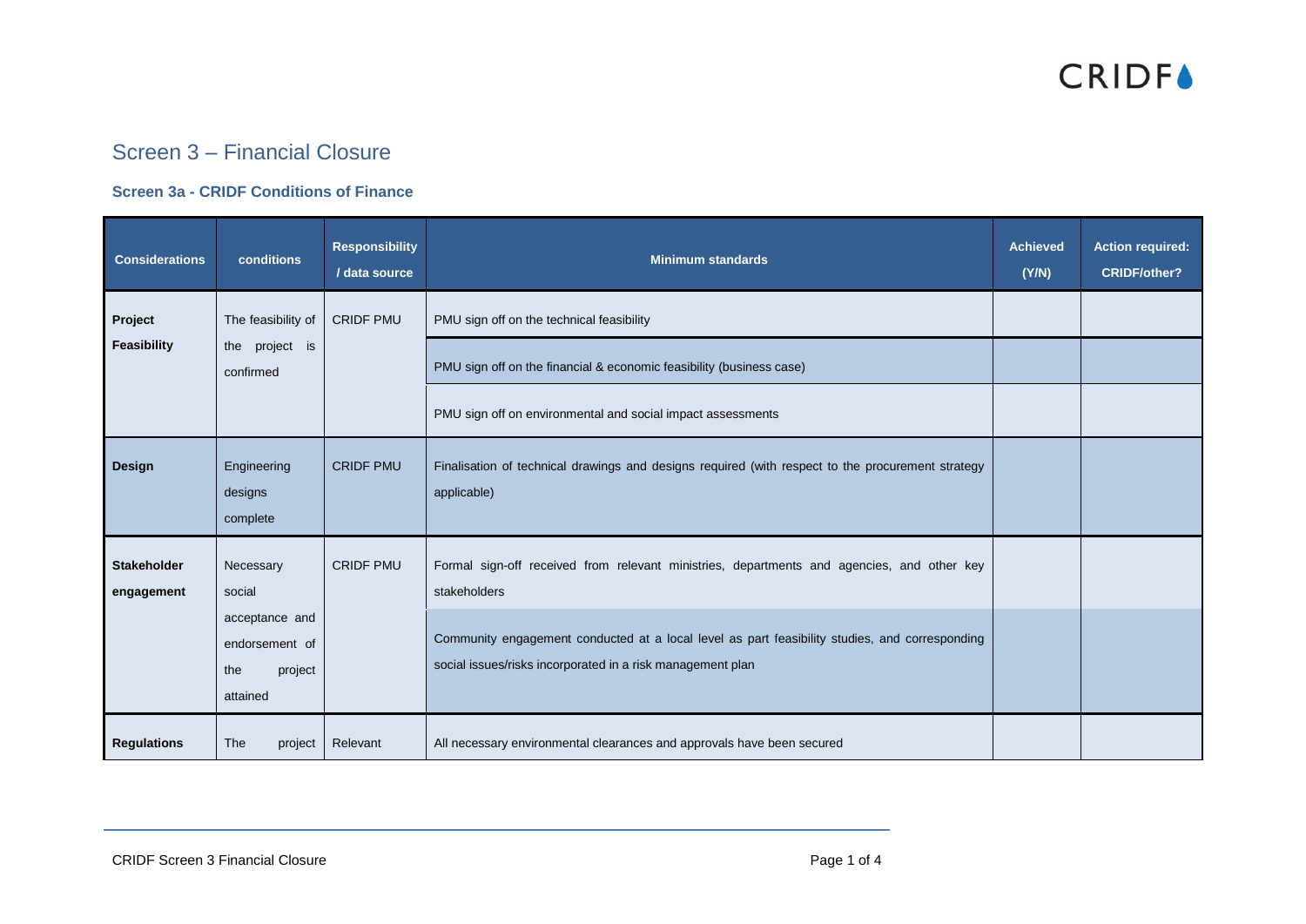# Screen 3 – Financial Closure

### Screen 3a - CRIDF Conditions of Finance

| Considerations | conditions | Responsibility / data source | Minimum standards | Achieved (Y/N) | Action required: CRIDF/other? |
|---|---|---|---|---|---|
| **Project Feasibility** | The feasibility of the project is confirmed | CRIDF PMU | PMU sign off on the technical feasibility | | |
| | | | PMU sign off on the financial & economic feasibility (business case) | | |
| | | | PMU sign off on environmental and social impact assessments | | |
| **Design** | Engineering designs complete | CRIDF PMU | Finalisation of technical drawings and designs required (with respect to the procurement strategy applicable) | | |
| **Stakeholder engagement** | Necessary social acceptance and endorsement of the project attained | CRIDF PMU | Formal sign-off received from relevant ministries, departments and agencies, and other key stakeholders | | |
| | | | Community engagement conducted at a local level as part feasibility studies, and corresponding social issues/risks incorporated in a risk management plan | | |
| **Regulations** | The project | Relevant | All necessary environmental clearances and approvals have been secured | | |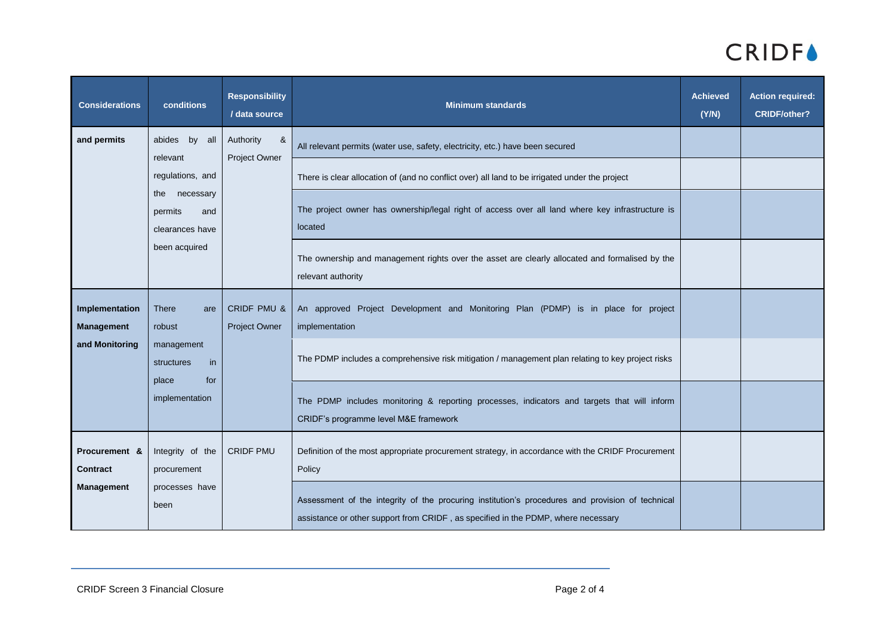| Considerations | conditions | Responsibility / data source | Minimum standards | Achieved (Y/N) | Action required: CRIDF/other? |
|---|---|---|---|---|---|
| **and permits** | abides by all relevant regulations, and the necessary permits and clearances have been acquired | Authority & Project Owner | All relevant permits (water use, safety, electricity, etc.) have been secured | | |
| | | | There is clear allocation of (and no conflict over) all land to be irrigated under the project | | |
| | | | The project owner has ownership/legal right of access over all land where key infrastructure is located | | |
| | | | The ownership and management rights over the asset are clearly allocated and formalised by the relevant authority | | |
| **Implementation Management and Monitoring** | There are robust management structures in place for implementation | CRIDF PMU & Project Owner | An approved Project Development and Monitoring Plan (PDMP) is in place for project implementation | | |
| | | | The PDMP includes a comprehensive risk mitigation / management plan relating to key project risks | | |
| | | | The PDMP includes monitoring & reporting processes, indicators and targets that will inform CRIDF's programme level M&E framework | | |
| **Procurement & Contract Management** | Integrity of the procurement processes have been | CRIDF PMU | Definition of the most appropriate procurement strategy, in accordance with the CRIDF Procurement Policy | | |
| | | | Assessment of the integrity of the procuring institution's procedures and provision of technical assistance or other support from CRIDF , as specified in the PDMP, where necessary | | |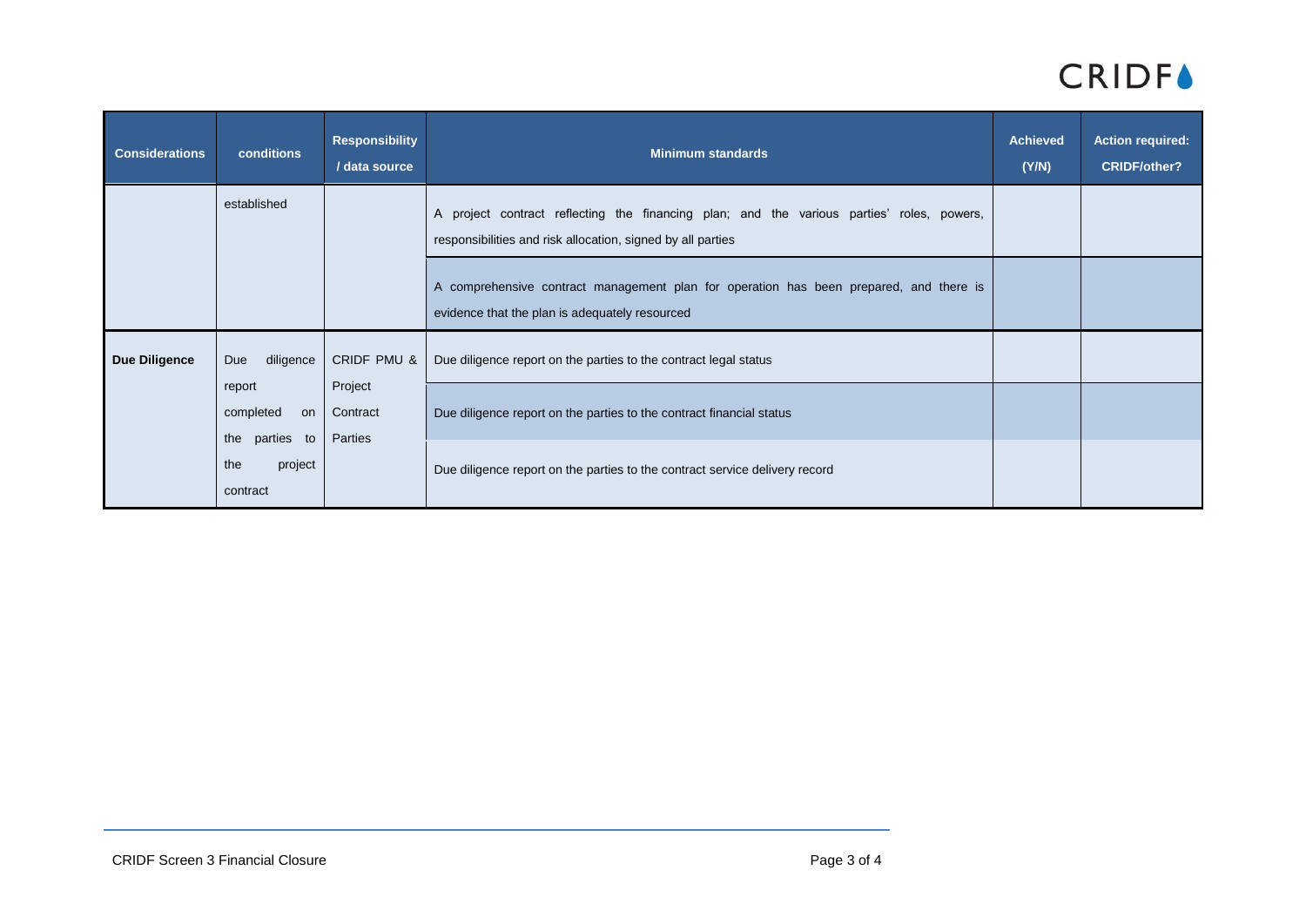| Considerations | conditions | Responsibility / data source | Minimum standards | Achieved (Y/N) | Action required: CRIDF/other? |
|---|---|---|---|---|---|
| | established | | A project contract reflecting the financing plan; and the various parties' roles, powers, responsibilities and risk allocation, signed by all parties | | |
| | | | A comprehensive contract management plan for operation has been prepared, and there is evidence that the plan is adequately resourced | | |
| **Due Diligence** | Due diligence report completed on the parties to the project contract | CRIDF PMU & Project Contract Parties | Due diligence report on the parties to the contract legal status | | |
| | | | Due diligence report on the parties to the contract financial status | | |
| | | | Due diligence report on the parties to the contract service delivery record | | |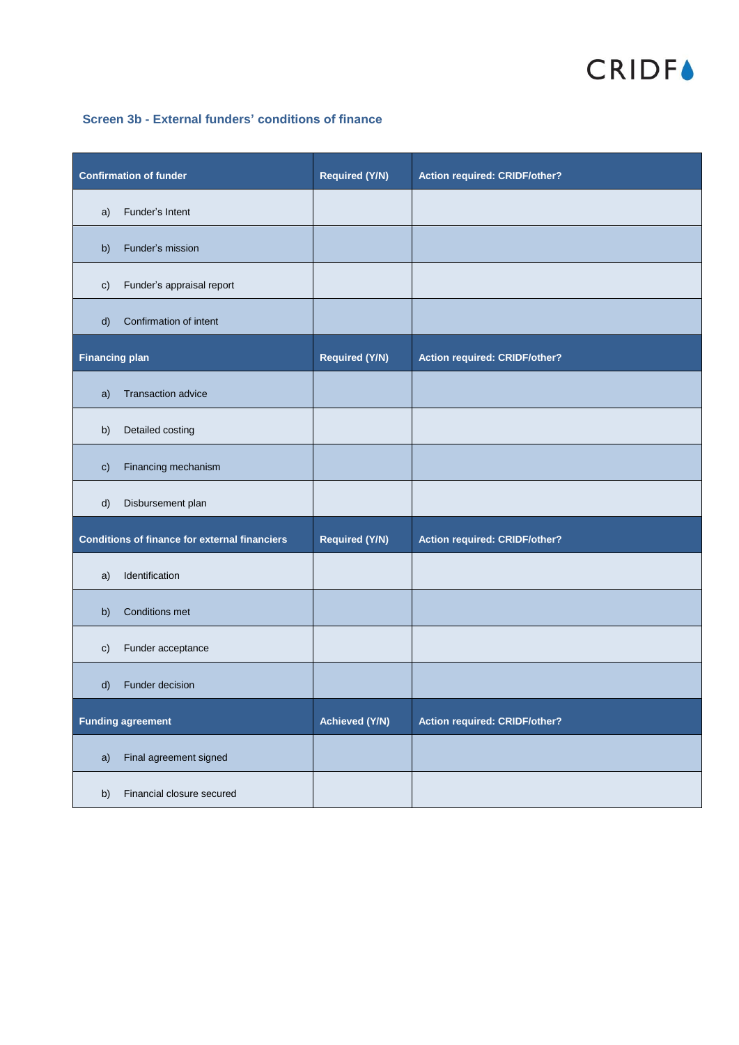## Screen 3b - External funders' conditions of finance

| Confirmation of funder | Required (Y/N) | Action required: CRIDF/other? |
|---|---|---|
| a) Funder's Intent | | |
| b) Funder's mission | | |
| c) Funder's appraisal report | | |
| d) Confirmation of intent | | |
| **Financing plan** | **Required (Y/N)** | **Action required: CRIDF/other?** |
| a) Transaction advice | | |
| b) Detailed costing | | |
| c) Financing mechanism | | |
| d) Disbursement plan | | |
| **Conditions of finance for external financiers** | **Required (Y/N)** | **Action required: CRIDF/other?** |
| a) Identification | | |
| b) Conditions met | | |
| c) Funder acceptance | | |
| d) Funder decision | | |
| **Funding agreement** | **Achieved (Y/N)** | **Action required: CRIDF/other?** |
| a) Final agreement signed | | |
| b) Financial closure secured | | |